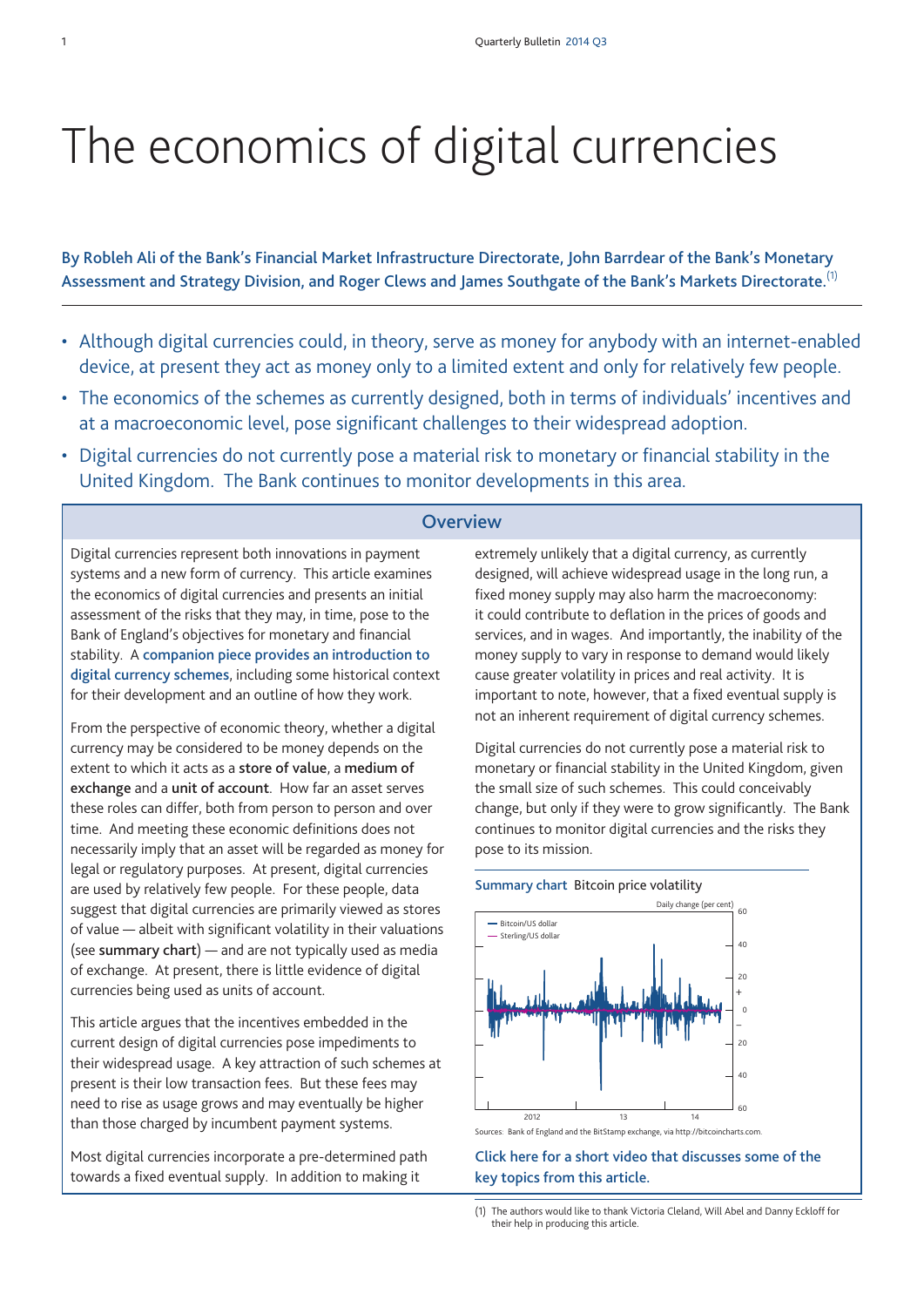# The economics of digital currencies

**By Robleh Ali of the Bank's Financial Market Infrastructure Directorate, John Barrdear of the Bank's Monetary Assessment and Strategy Division, and Roger Clews and James Southgate of the Bank's Markets Directorate.[1]**

- Although digital currencies could, in theory, serve as money for anybody with an internet-enabled device, at present they act as money only to a limited extent and only for relatively few people.
- The economics of the schemes as currently designed, both in terms of individuals' incentives and at a macroeconomic level, pose significant challenges to their widespread adoption.
- Digital currencies do not currently pose a material risk to monetary or financial stability in the United Kingdom. The Bank continues to monitor developments in this area.

## Overview

Digital currencies represent both innovations in payment systems and a new form of currency. This article examines the economics of digital currencies and presents an initial assessment of the risks that they may, in time, pose to the Bank of England's objectives for monetary and financial stability. A **companion piece provides an introduction to digital currency schemes**, including some historical context for their development and an outline of how they work.

From the perspective of economic theory, whether a digital currency may be considered to be money depends on the extent to which it acts as a **store of value**, a **medium of exchange** and a **unit of account**. How far an asset serves these roles can differ, both from person to person and over time. And meeting these economic definitions does not necessarily imply that an asset will be regarded as money for legal or regulatory purposes. At present, digital currencies are used by relatively few people. For these people, data suggest that digital currencies are primarily viewed as stores of value — albeit with significant volatility in their valuations (see **summary chart**) — and are not typically used as media of exchange. At present, there is little evidence of digital currencies being used as units of account.

This article argues that the incentives embedded in the current design of digital currencies pose impediments to their widespread usage. A key attraction of such schemes at present is their low transaction fees. But these fees may need to rise as usage grows and may eventually be higher than those charged by incumbent payment systems.

Most digital currencies incorporate a pre-determined path towards a fixed eventual supply. In addition to making it extremely unlikely that a digital currency, as currently designed, will achieve widespread usage in the long run, a fixed money supply may also harm the macroeconomy: it could contribute to deflation in the prices of goods and services, and in wages. And importantly, the inability of the money supply to vary in response to demand would likely cause greater volatility in prices and real activity. It is important to note, however, that a fixed eventual supply is not an inherent requirement of digital currency schemes.

Digital currencies do not currently pose a material risk to monetary or financial stability in the United Kingdom, given the small size of such schemes. This could conceivably change, but only if they were to grow significantly. The Bank continues to monitor digital currencies and the risks they pose to its mission.

**Summary chart** Bitcoin price volatility

Sources: Bank of England and the BitStamp exchange, via http://bitcoincharts.com.

**Click here for a short video that discusses some of the key topics from this article.**

(1) The authors would like to thank Victoria Cleland, Will Abel and Danny Eckloff for their help in producing this article.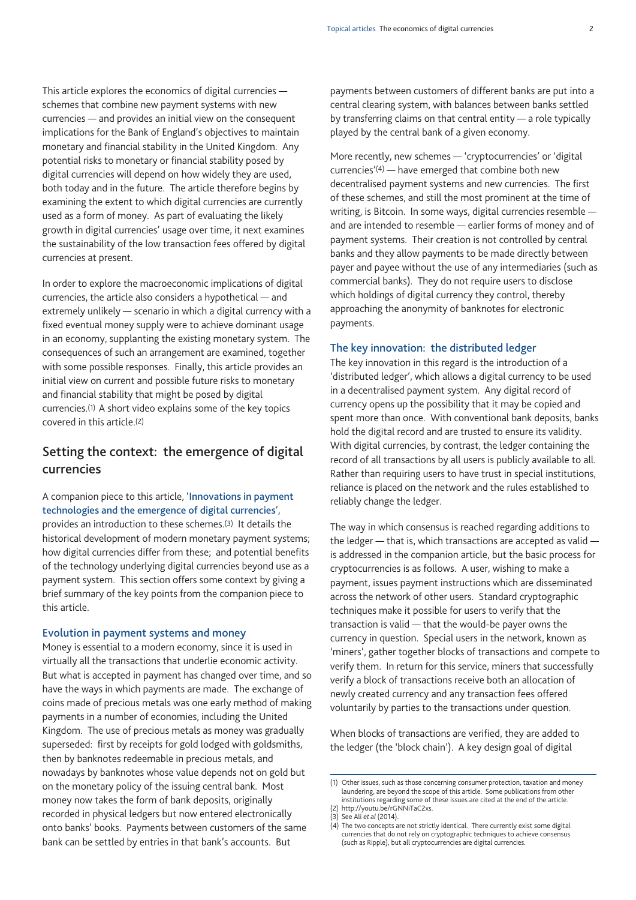This article explores the economics of digital currencies — schemes that combine new payment systems with new currencies — and provides an initial view on the consequent implications for the Bank of England's objectives to maintain monetary and financial stability in the United Kingdom. Any potential risks to monetary or financial stability posed by digital currencies will depend on how widely they are used, both today and in the future. The article therefore begins by examining the extent to which digital currencies are currently used as a form of money. As part of evaluating the likely growth in digital currencies' usage over time, it next examines the sustainability of the low transaction fees offered by digital currencies at present.

In order to explore the macroeconomic implications of digital currencies, the article also considers a hypothetical — and extremely unlikely — scenario in which a digital currency with a fixed eventual money supply were to achieve dominant usage in an economy, supplanting the existing monetary system. The consequences of such an arrangement are examined, together with some possible responses. Finally, this article provides an initial view on current and possible future risks to monetary and financial stability that might be posed by digital currencies.[1] A short video explains some of the key topics covered in this article.[2]

## Setting the context: the emergence of digital currencies

A companion piece to this article, '**Innovations in payment technologies and the emergence of digital currencies**', provides an introduction to these schemes.[3] It details the historical development of modern monetary payment systems; how digital currencies differ from these; and potential benefits of the technology underlying digital currencies beyond use as a payment system. This section offers some context by giving a brief summary of the key points from the companion piece to this article.

### Evolution in payment systems and money

Money is essential to a modern economy, since it is used in virtually all the transactions that underlie economic activity. But what is accepted in payment has changed over time, and so have the ways in which payments are made. The exchange of coins made of precious metals was one early method of making payments in a number of economies, including the United Kingdom. The use of precious metals as money was gradually superseded: first by receipts for gold lodged with goldsmiths, then by banknotes redeemable in precious metals, and nowadays by banknotes whose value depends not on gold but on the monetary policy of the issuing central bank. Most money now takes the form of bank deposits, originally recorded in physical ledgers but now entered electronically onto banks' books. Payments between customers of the same bank can be settled by entries in that bank's accounts. But payments between customers of different banks are put into a central clearing system, with balances between banks settled by transferring claims on that central entity — a role typically played by the central bank of a given economy.

More recently, new schemes — 'cryptocurrencies' or 'digital currencies'[4] — have emerged that combine both new decentralised payment systems and new currencies. The first of these schemes, and still the most prominent at the time of writing, is Bitcoin. In some ways, digital currencies resemble — and are intended to resemble — earlier forms of money and of payment systems. Their creation is not controlled by central banks and they allow payments to be made directly between payer and payee without the use of any intermediaries (such as commercial banks). They do not require users to disclose which holdings of digital currency they control, thereby approaching the anonymity of banknotes for electronic payments.

### The key innovation: the distributed ledger

The key innovation in this regard is the introduction of a 'distributed ledger', which allows a digital currency to be used in a decentralised payment system. Any digital record of currency opens up the possibility that it may be copied and spent more than once. With conventional bank deposits, banks hold the digital record and are trusted to ensure its validity. With digital currencies, by contrast, the ledger containing the record of all transactions by all users is publicly available to all. Rather than requiring users to have trust in special institutions, reliance is placed on the network and the rules established to reliably change the ledger.

The way in which consensus is reached regarding additions to the ledger — that is, which transactions are accepted as valid — is addressed in the companion article, but the basic process for cryptocurrencies is as follows. A user, wishing to make a payment, issues payment instructions which are disseminated across the network of other users. Standard cryptographic techniques make it possible for users to verify that the transaction is valid — that the would-be payer owns the currency in question. Special users in the network, known as 'miners', gather together blocks of transactions and compete to verify them. In return for this service, miners that successfully verify a block of transactions receive both an allocation of newly created currency and any transaction fees offered voluntarily by parties to the transactions under question.

When blocks of transactions are verified, they are added to the ledger (the 'block chain'). A key design goal of digital

---

(1) Other issues, such as those concerning consumer protection, taxation and money laundering, are beyond the scope of this article. Some publications from other institutions regarding some of these issues are cited at the end of the article.
(2) http://youtu.be/rGNNiTaC2xs.
(3) See Ali *et al* (2014).
(4) The two concepts are not strictly identical. There currently exist some digital currencies that do not rely on cryptographic techniques to achieve consensus (such as Ripple), but all cryptocurrencies are digital currencies.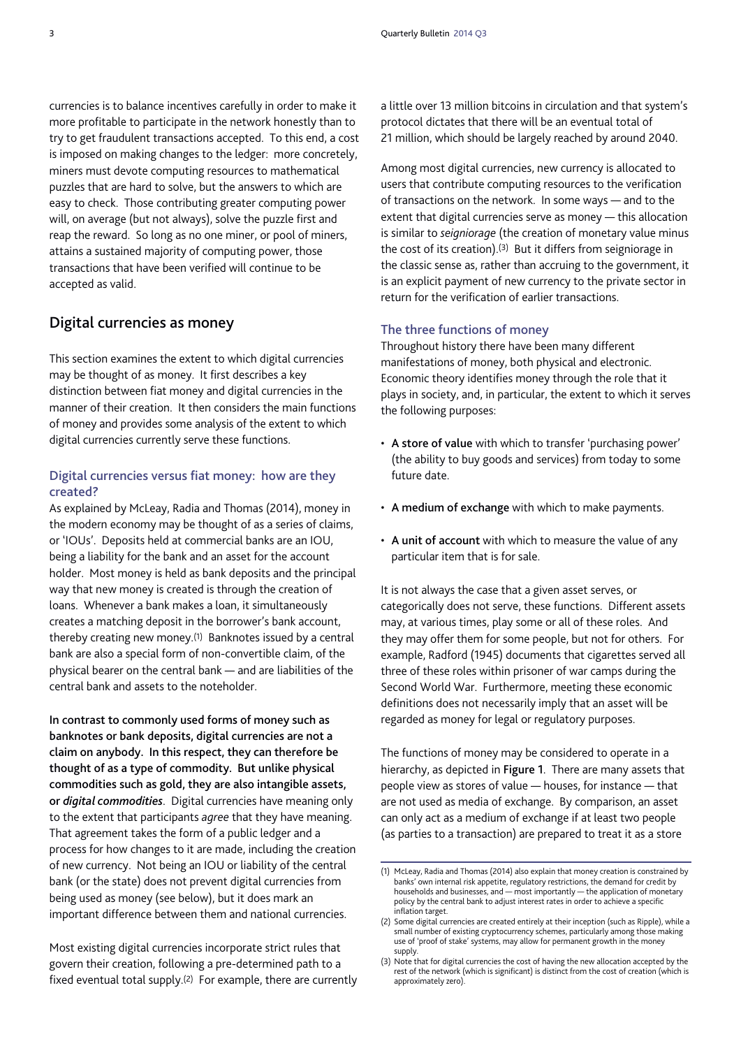currencies is to balance incentives carefully in order to make it more profitable to participate in the network honestly than to try to get fraudulent transactions accepted. To this end, a cost is imposed on making changes to the ledger: more concretely, miners must devote computing resources to mathematical puzzles that are hard to solve, but the answers to which are easy to check. Those contributing greater computing power will, on average (but not always), solve the puzzle first and reap the reward. So long as no one miner, or pool of miners, attains a sustained majority of computing power, those transactions that have been verified will continue to be accepted as valid.

## Digital currencies as money

This section examines the extent to which digital currencies may be thought of as money. It first describes a key distinction between fiat money and digital currencies in the manner of their creation. It then considers the main functions of money and provides some analysis of the extent to which digital currencies currently serve these functions.

### Digital currencies versus fiat money: how are they created?

As explained by McLeay, Radia and Thomas (2014), money in the modern economy may be thought of as a series of claims, or 'IOUs'. Deposits held at commercial banks are an IOU, being a liability for the bank and an asset for the account holder. Most money is held as bank deposits and the principal way that new money is created is through the creation of loans. Whenever a bank makes a loan, it simultaneously creates a matching deposit in the borrower's bank account, thereby creating new money.[1] Banknotes issued by a central bank are also a special form of non-convertible claim, of the physical bearer on the central bank — and are liabilities of the central bank and assets to the noteholder.

**In contrast to commonly used forms of money such as banknotes or bank deposits, digital currencies are not a claim on anybody. In this respect, they can therefore be thought of as a type of commodity. But unlike physical commodities such as gold, they are also intangible assets, or *digital commodities*.** Digital currencies have meaning only to the extent that participants *agree* that they have meaning. That agreement takes the form of a public ledger and a process for how changes to it are made, including the creation of new currency. Not being an IOU or liability of the central bank (or the state) does not prevent digital currencies from being used as money (see below), but it does mark an important difference between them and national currencies.

Most existing digital currencies incorporate strict rules that govern their creation, following a pre-determined path to a fixed eventual total supply.[2] For example, there are currently a little over 13 million bitcoins in circulation and that system's protocol dictates that there will be an eventual total of 21 million, which should be largely reached by around 2040.

Among most digital currencies, new currency is allocated to users that contribute computing resources to the verification of transactions on the network. In some ways — and to the extent that digital currencies serve as money — this allocation is similar to *seigniorage* (the creation of monetary value minus the cost of its creation).[3] But it differs from seigniorage in the classic sense as, rather than accruing to the government, it is an explicit payment of new currency to the private sector in return for the verification of earlier transactions.

### The three functions of money

Throughout history there have been many different manifestations of money, both physical and electronic. Economic theory identifies money through the role that it plays in society, and, in particular, the extent to which it serves the following purposes:

- **A store of value** with which to transfer 'purchasing power' (the ability to buy goods and services) from today to some future date.
- **A medium of exchange** with which to make payments.
- **A unit of account** with which to measure the value of any particular item that is for sale.

It is not always the case that a given asset serves, or categorically does not serve, these functions. Different assets may, at various times, play some or all of these roles. And they may offer them for some people, but not for others. For example, Radford (1945) documents that cigarettes served all three of these roles within prisoner of war camps during the Second World War. Furthermore, meeting these economic definitions does not necessarily imply that an asset will be regarded as money for legal or regulatory purposes.

The functions of money may be considered to operate in a hierarchy, as depicted in **Figure 1**. There are many assets that people view as stores of value — houses, for instance — that are not used as media of exchange. By comparison, an asset can only act as a medium of exchange if at least two people (as parties to a transaction) are prepared to treat it as a store

(1) McLeay, Radia and Thomas (2014) also explain that money creation is constrained by banks' own internal risk appetite, regulatory restrictions, the demand for credit by households and businesses, and — most importantly — the application of monetary policy by the central bank to adjust interest rates in order to achieve a specific inflation target.
(2) Some digital currencies are created entirely at their inception (such as Ripple), while a small number of existing cryptocurrency schemes, particularly among those making use of 'proof of stake' systems, may allow for permanent growth in the money supply.
(3) Note that for digital currencies the cost of having the new allocation accepted by the rest of the network (which is significant) is distinct from the cost of creation (which is approximately zero).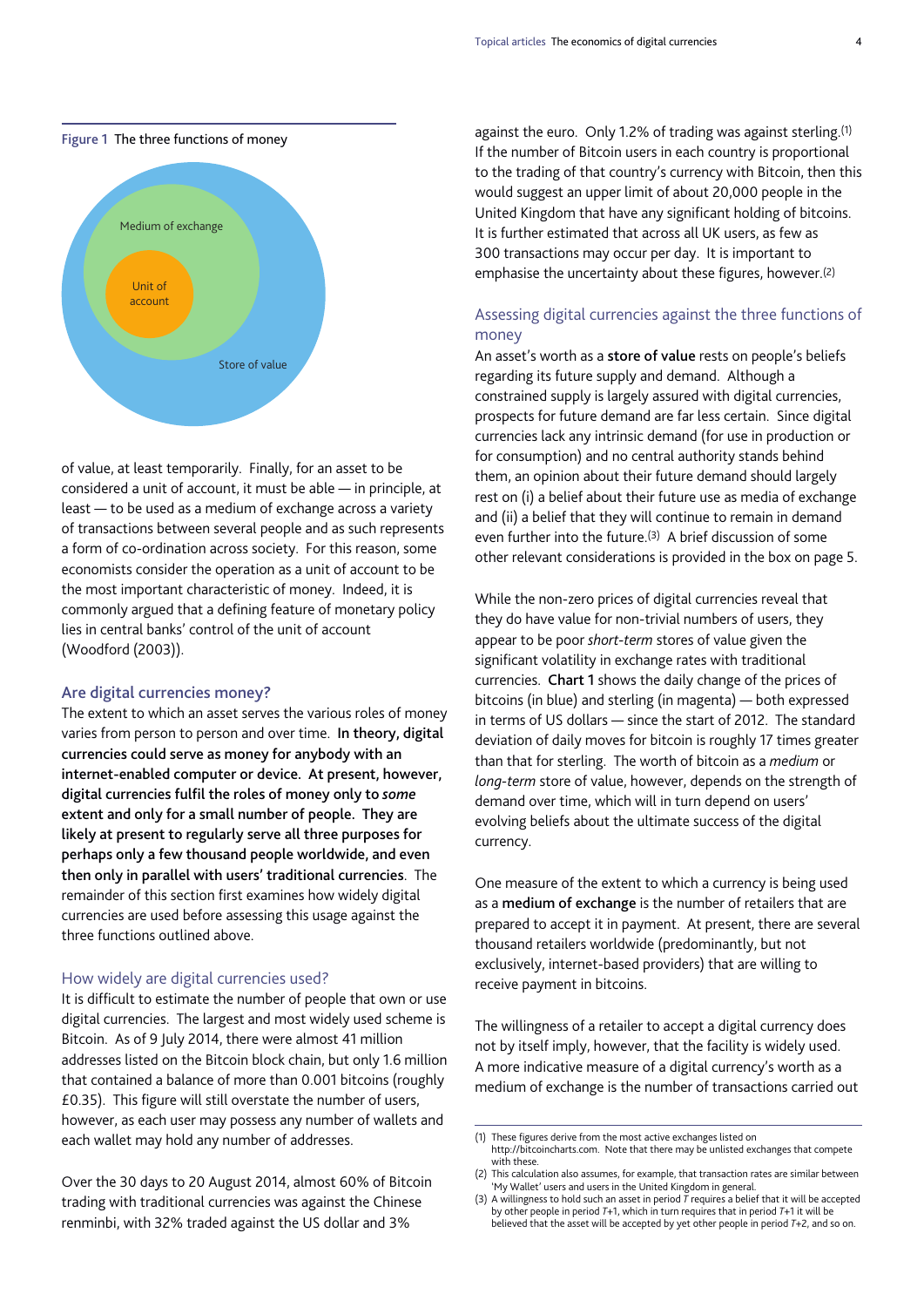**Figure 1** The three functions of money

Medium of exchange

Unit of account

Store of value

of value, at least temporarily. Finally, for an asset to be considered a unit of account, it must be able — in principle, at least — to be used as a medium of exchange across a variety of transactions between several people and as such represents a form of co-ordination across society. For this reason, some economists consider the operation as a unit of account to be the most important characteristic of money. Indeed, it is commonly argued that a defining feature of monetary policy lies in central banks' control of the unit of account (Woodford (2003)).

## Are digital currencies money?

The extent to which an asset serves the various roles of money varies from person to person and over time. **In theory, digital currencies could serve as money for anybody with an internet-enabled computer or device. At present, however, digital currencies fulfil the roles of money only to *some* extent and only for a small number of people. They are likely at present to regularly serve all three purposes for perhaps only a few thousand people worldwide, and even then only in parallel with users' traditional currencies**. The remainder of this section first examines how widely digital currencies are used before assessing this usage against the three functions outlined above.

### How widely are digital currencies used?

It is difficult to estimate the number of people that own or use digital currencies. The largest and most widely used scheme is Bitcoin. As of 9 July 2014, there were almost 41 million addresses listed on the Bitcoin block chain, but only 1.6 million that contained a balance of more than 0.001 bitcoins (roughly £0.35). This figure will still overstate the number of users, however, as each user may possess any number of wallets and each wallet may hold any number of addresses.

Over the 30 days to 20 August 2014, almost 60% of Bitcoin trading with traditional currencies was against the Chinese renminbi, with 32% traded against the US dollar and 3% against the euro. Only 1.2% of trading was against sterling.[1] If the number of Bitcoin users in each country is proportional to the trading of that country's currency with Bitcoin, then this would suggest an upper limit of about 20,000 people in the United Kingdom that have any significant holding of bitcoins. It is further estimated that across all UK users, as few as 300 transactions may occur per day. It is important to emphasise the uncertainty about these figures, however.[2]

### Assessing digital currencies against the three functions of money

An asset's worth as a **store of value** rests on people's beliefs regarding its future supply and demand. Although a constrained supply is largely assured with digital currencies, prospects for future demand are far less certain. Since digital currencies lack any intrinsic demand (for use in production or for consumption) and no central authority stands behind them, an opinion about their future demand should largely rest on (i) a belief about their future use as media of exchange and (ii) a belief that they will continue to remain in demand even further into the future.[3] A brief discussion of some other relevant considerations is provided in the box on page 5.

While the non-zero prices of digital currencies reveal that they do have value for non-trivial numbers of users, they appear to be poor *short-term* stores of value given the significant volatility in exchange rates with traditional currencies. **Chart 1** shows the daily change of the prices of bitcoins (in blue) and sterling (in magenta) — both expressed in terms of US dollars — since the start of 2012. The standard deviation of daily moves for bitcoin is roughly 17 times greater than that for sterling. The worth of bitcoin as a *medium* or *long-term* store of value, however, depends on the strength of demand over time, which will in turn depend on users' evolving beliefs about the ultimate success of the digital currency.

One measure of the extent to which a currency is being used as a **medium of exchange** is the number of retailers that are prepared to accept it in payment. At present, there are several thousand retailers worldwide (predominantly, but not exclusively, internet-based providers) that are willing to receive payment in bitcoins.

The willingness of a retailer to accept a digital currency does not by itself imply, however, that the facility is widely used. A more indicative measure of a digital currency's worth as a medium of exchange is the number of transactions carried out

(1) These figures derive from the most active exchanges listed on http://bitcoincharts.com. Note that there may be unlisted exchanges that compete with these.
(2) This calculation also assumes, for example, that transaction rates are similar between 'My Wallet' users and users in the United Kingdom in general.
(3) A willingness to hold such an asset in period $T$ requires a belief that it will be accepted by other people in period $T+1$, which in turn requires that in period $T+1$ it will be believed that the asset will be accepted by yet other people in period $T+2$, and so on.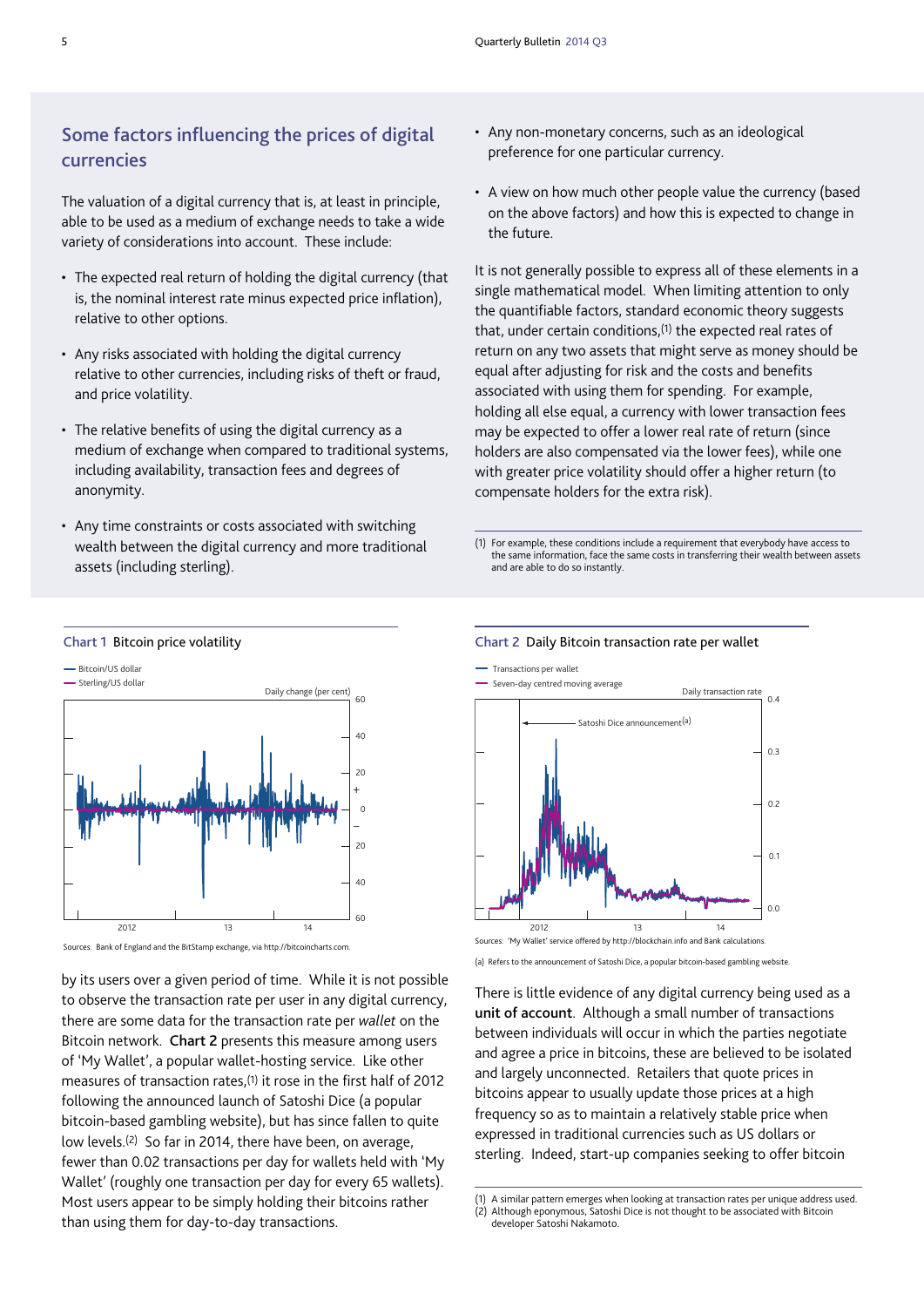## Some factors influencing the prices of digital currencies

The valuation of a digital currency that is, at least in principle, able to be used as a medium of exchange needs to take a wide variety of considerations into account. These include:

- The expected real return of holding the digital currency (that is, the nominal interest rate minus expected price inflation), relative to other options.
- Any risks associated with holding the digital currency relative to other currencies, including risks of theft or fraud, and price volatility.
- The relative benefits of using the digital currency as a medium of exchange when compared to traditional systems, including availability, transaction fees and degrees of anonymity.
- Any time constraints or costs associated with switching wealth between the digital currency and more traditional assets (including sterling).
- Any non-monetary concerns, such as an ideological preference for one particular currency.
- A view on how much other people value the currency (based on the above factors) and how this is expected to change in the future.

It is not generally possible to express all of these elements in a single mathematical model. When limiting attention to only the quantifiable factors, standard economic theory suggests that, under certain conditions,[1] the expected real rates of return on any two assets that might serve as money should be equal after adjusting for risk and the costs and benefits associated with using them for spending. For example, holding all else equal, a currency with lower transaction fees may be expected to offer a lower real rate of return (since holders are also compensated via the lower fees), while one with greater price volatility should offer a higher return (to compensate holders for the extra risk).

(1) For example, these conditions include a requirement that everybody have access to the same information, face the same costs in transferring their wealth between assets and are able to do so instantly.

**Chart 1** Bitcoin price volatility

Sources: Bank of England and the BitStamp exchange, via http://bitcoincharts.com.

**Chart 2** Daily Bitcoin transaction rate per wallet

Sources: 'My Wallet' service offered by http://blockchain.info and Bank calculations.

(a) Refers to the announcement of Satoshi Dice, a popular bitcoin-based gambling website.

by its users over a given period of time. While it is not possible to observe the transaction rate per user in any digital currency, there are some data for the transaction rate per *wallet* on the Bitcoin network. **Chart 2** presents this measure among users of 'My Wallet', a popular wallet-hosting service. Like other measures of transaction rates,[1] it rose in the first half of 2012 following the announced launch of Satoshi Dice (a popular bitcoin-based gambling website), but has since fallen to quite low levels.[2] So far in 2014, there have been, on average, fewer than 0.02 transactions per day for wallets held with 'My Wallet' (roughly one transaction per day for every 65 wallets). Most users appear to be simply holding their bitcoins rather than using them for day-to-day transactions.

There is little evidence of any digital currency being used as a **unit of account**. Although a small number of transactions between individuals will occur in which the parties negotiate and agree a price in bitcoins, these are believed to be isolated and largely unconnected. Retailers that quote prices in bitcoins appear to usually update those prices at a high frequency so as to maintain a relatively stable price when expressed in traditional currencies such as US dollars or sterling. Indeed, start-up companies seeking to offer bitcoin

(1) A similar pattern emerges when looking at transaction rates per unique address used.
(2) Although eponymous, Satoshi Dice is not thought to be associated with Bitcoin developer Satoshi Nakamoto.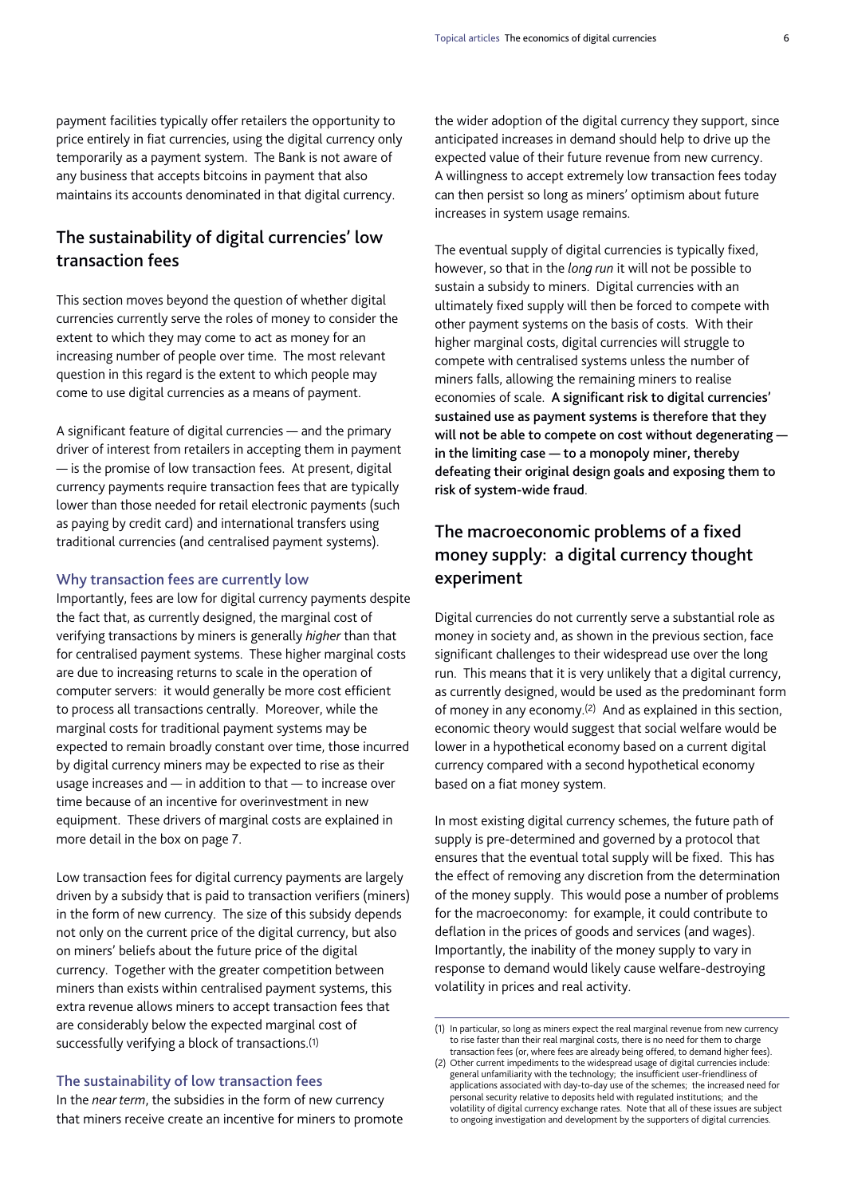payment facilities typically offer retailers the opportunity to price entirely in fiat currencies, using the digital currency only temporarily as a payment system. The Bank is not aware of any business that accepts bitcoins in payment that also maintains its accounts denominated in that digital currency.

## The sustainability of digital currencies' low transaction fees

This section moves beyond the question of whether digital currencies currently serve the roles of money to consider the extent to which they may come to act as money for an increasing number of people over time. The most relevant question in this regard is the extent to which people may come to use digital currencies as a means of payment.

A significant feature of digital currencies — and the primary driver of interest from retailers in accepting them in payment — is the promise of low transaction fees. At present, digital currency payments require transaction fees that are typically lower than those needed for retail electronic payments (such as paying by credit card) and international transfers using traditional currencies (and centralised payment systems).

### Why transaction fees are currently low

Importantly, fees are low for digital currency payments despite the fact that, as currently designed, the marginal cost of verifying transactions by miners is generally *higher* than that for centralised payment systems. These higher marginal costs are due to increasing returns to scale in the operation of computer servers: it would generally be more cost efficient to process all transactions centrally. Moreover, while the marginal costs for traditional payment systems may be expected to remain broadly constant over time, those incurred by digital currency miners may be expected to rise as their usage increases and — in addition to that — to increase over time because of an incentive for overinvestment in new equipment. These drivers of marginal costs are explained in more detail in the box on page 7.

Low transaction fees for digital currency payments are largely driven by a subsidy that is paid to transaction verifiers (miners) in the form of new currency. The size of this subsidy depends not only on the current price of the digital currency, but also on miners' beliefs about the future price of the digital currency. Together with the greater competition between miners than exists within centralised payment systems, this extra revenue allows miners to accept transaction fees that are considerably below the expected marginal cost of successfully verifying a block of transactions.[1]

### The sustainability of low transaction fees

In the *near term*, the subsidies in the form of new currency that miners receive create an incentive for miners to promote the wider adoption of the digital currency they support, since anticipated increases in demand should help to drive up the expected value of their future revenue from new currency. A willingness to accept extremely low transaction fees today can then persist so long as miners' optimism about future increases in system usage remains.

The eventual supply of digital currencies is typically fixed, however, so that in the *long run* it will not be possible to sustain a subsidy to miners. Digital currencies with an ultimately fixed supply will then be forced to compete with other payment systems on the basis of costs. With their higher marginal costs, digital currencies will struggle to compete with centralised systems unless the number of miners falls, allowing the remaining miners to realise economies of scale. **A significant risk to digital currencies' sustained use as payment systems is therefore that they will not be able to compete on cost without degenerating — in the limiting case — to a monopoly miner, thereby defeating their original design goals and exposing them to risk of system-wide fraud**.

## The macroeconomic problems of a fixed money supply: a digital currency thought experiment

Digital currencies do not currently serve a substantial role as money in society and, as shown in the previous section, face significant challenges to their widespread use over the long run. This means that it is very unlikely that a digital currency, as currently designed, would be used as the predominant form of money in any economy.[2] And as explained in this section, economic theory would suggest that social welfare would be lower in a hypothetical economy based on a current digital currency compared with a second hypothetical economy based on a fiat money system.

In most existing digital currency schemes, the future path of supply is pre-determined and governed by a protocol that ensures that the eventual total supply will be fixed. This has the effect of removing any discretion from the determination of the money supply. This would pose a number of problems for the macroeconomy: for example, it could contribute to deflation in the prices of goods and services (and wages). Importantly, the inability of the money supply to vary in response to demand would likely cause welfare-destroying volatility in prices and real activity.

(1) In particular, so long as miners expect the real marginal revenue from new currency to rise faster than their real marginal costs, there is no need for them to charge transaction fees (or, where fees are already being offered, to demand higher fees).

(2) Other current impediments to the widespread usage of digital currencies include: general unfamiliarity with the technology; the insufficient user-friendliness of applications associated with day-to-day use of the schemes; the increased need for personal security relative to deposits held with regulated institutions; and the volatility of digital currency exchange rates. Note that all of these issues are subject to ongoing investigation and development by the supporters of digital currencies.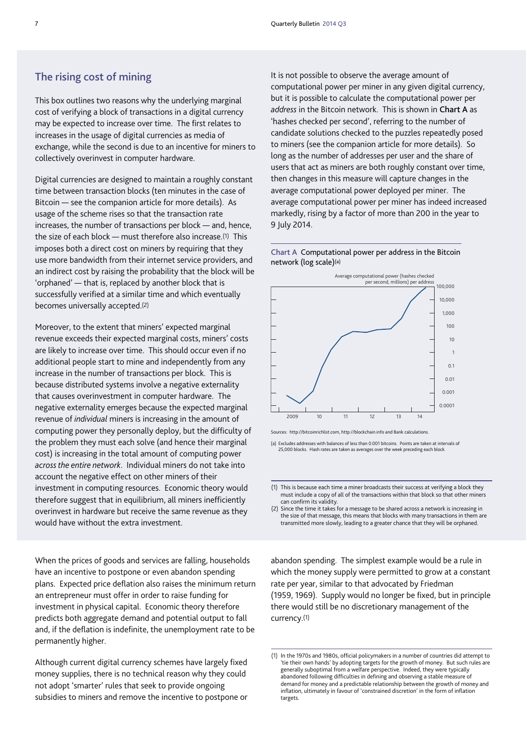## The rising cost of mining

This box outlines two reasons why the underlying marginal cost of verifying a block of transactions in a digital currency may be expected to increase over time. The first relates to increases in the usage of digital currencies as media of exchange, while the second is due to an incentive for miners to collectively overinvest in computer hardware.

Digital currencies are designed to maintain a roughly constant time between transaction blocks (ten minutes in the case of Bitcoin — see the companion article for more details). As usage of the scheme rises so that the transaction rate increases, the number of transactions per block — and, hence, the size of each block — must therefore also increase.(1) This imposes both a direct cost on miners by requiring that they use more bandwidth from their internet service providers, and an indirect cost by raising the probability that the block will be 'orphaned' — that is, replaced by another block that is successfully verified at a similar time and which eventually becomes universally accepted.(2)

Moreover, to the extent that miners' expected marginal revenue exceeds their expected marginal costs, miners' costs are likely to increase over time. This should occur even if no additional people start to mine and independently from any increase in the number of transactions per block. This is because distributed systems involve a negative externality that causes overinvestment in computer hardware. The negative externality emerges because the expected marginal revenue of *individual* miners is increasing in the amount of computing power they personally deploy, but the difficulty of the problem they must each solve (and hence their marginal cost) is increasing in the total amount of computing power *across the entire network*. Individual miners do not take into account the negative effect on other miners of their investment in computing resources. Economic theory would therefore suggest that in equilibrium, all miners inefficiently overinvest in hardware but receive the same revenue as they would have without the extra investment.

It is not possible to observe the average amount of computational power per miner in any given digital currency, but it is possible to calculate the computational power per *address* in the Bitcoin network. This is shown in **Chart A** as 'hashes checked per second', referring to the number of candidate solutions checked to the puzzles repeatedly posed to miners (see the companion article for more details). So long as the number of addresses per user and the share of users that act as miners are both roughly constant over time, then changes in this measure will capture changes in the average computational power deployed per miner. The average computational power per miner has indeed increased markedly, rising by a factor of more than 200 in the year to 9 July 2014.

**Chart A** Computational power per address in the Bitcoin network (log scale)(a)

Average computational power (hashes checked per second, millions) per address

Sources: http://bitcoinrichlist.com, http://blockchain.info and Bank calculations.

(a) Excludes addresses with balances of less than 0.001 bitcoins. Points are taken at intervals of 25,000 blocks. Hash rates are taken as averages over the week preceding each block.

(1) This is because each time a miner broadcasts their success at verifying a block they must include a copy of all of the transactions within that block so that other miners can confirm its validity.

(2) Since the time it takes for a message to be shared across a network is increasing in the size of that message, this means that blocks with many transactions in them are transmitted more slowly, leading to a greater chance that they will be orphaned.

When the prices of goods and services are falling, households have an incentive to postpone or even abandon spending plans. Expected price deflation also raises the minimum return an entrepreneur must offer in order to raise funding for investment in physical capital. Economic theory therefore predicts both aggregate demand and potential output to fall and, if the deflation is indefinite, the unemployment rate to be permanently higher.

Although current digital currency schemes have largely fixed money supplies, there is no technical reason why they could not adopt 'smarter' rules that seek to provide ongoing subsidies to miners and remove the incentive to postpone or abandon spending. The simplest example would be a rule in which the money supply were permitted to grow at a constant rate per year, similar to that advocated by Friedman (1959, 1969). Supply would no longer be fixed, but in principle there would still be no discretionary management of the currency.(1)

(1) In the 1970s and 1980s, official policymakers in a number of countries did attempt to 'tie their own hands' by adopting targets for the growth of money. But such rules are generally suboptimal from a welfare perspective. Indeed, they were typically abandoned following difficulties in defining and observing a stable measure of demand for money and a predictable relationship between the growth of money and inflation, ultimately in favour of 'constrained discretion' in the form of inflation targets.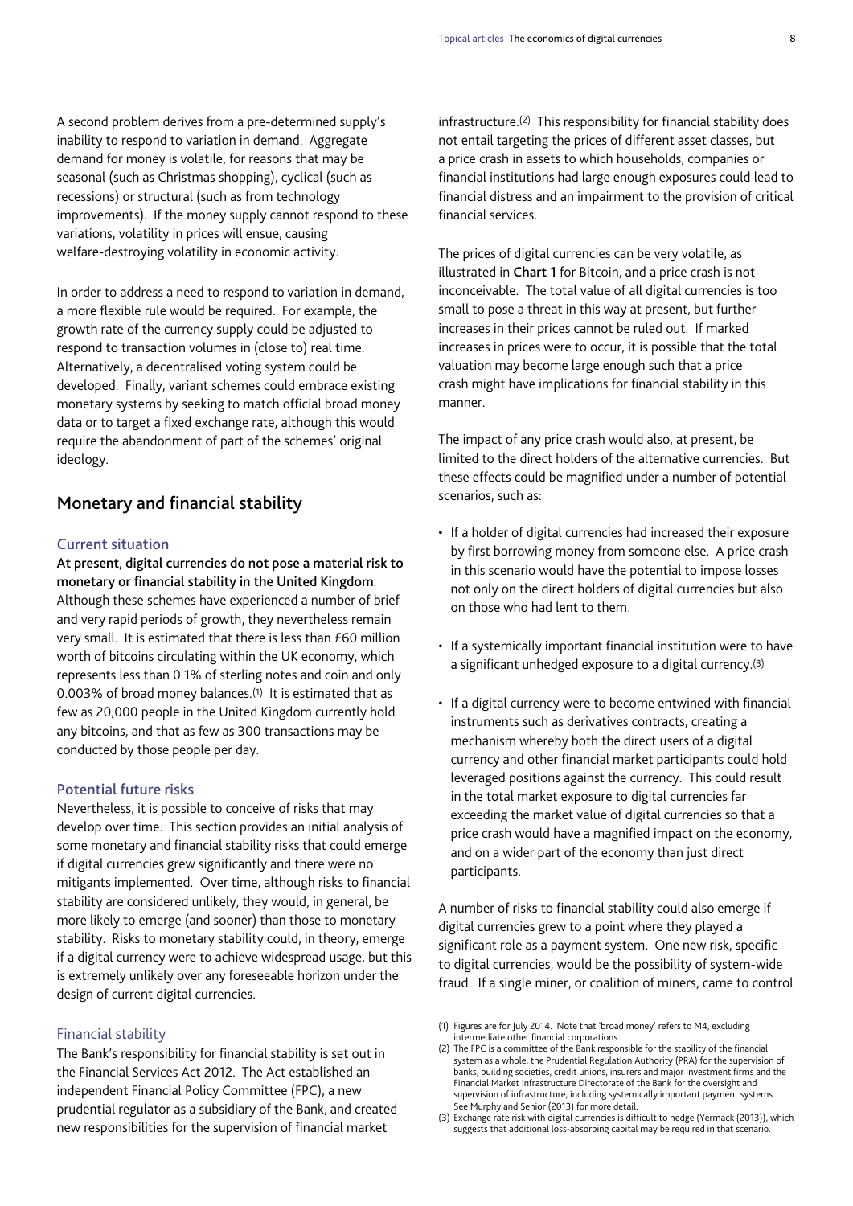A second problem derives from a pre-determined supply's inability to respond to variation in demand. Aggregate demand for money is volatile, for reasons that may be seasonal (such as Christmas shopping), cyclical (such as recessions) or structural (such as from technology improvements). If the money supply cannot respond to these variations, volatility in prices will ensue, causing welfare-destroying volatility in economic activity.

In order to address a need to respond to variation in demand, a more flexible rule would be required. For example, the growth rate of the currency supply could be adjusted to respond to transaction volumes in (close to) real time. Alternatively, a decentralised voting system could be developed. Finally, variant schemes could embrace existing monetary systems by seeking to match official broad money data or to target a fixed exchange rate, although this would require the abandonment of part of the schemes' original ideology.

## Monetary and financial stability

### Current situation

**At present, digital currencies do not pose a material risk to monetary or financial stability in the United Kingdom.** Although these schemes have experienced a number of brief and very rapid periods of growth, they nevertheless remain very small. It is estimated that there is less than £60 million worth of bitcoins circulating within the UK economy, which represents less than 0.1% of sterling notes and coin and only 0.003% of broad money balances.[1] It is estimated that as few as 20,000 people in the United Kingdom currently hold any bitcoins, and that as few as 300 transactions may be conducted by those people per day.

### Potential future risks

Nevertheless, it is possible to conceive of risks that may develop over time. This section provides an initial analysis of some monetary and financial stability risks that could emerge if digital currencies grew significantly and there were no mitigants implemented. Over time, although risks to financial stability are considered unlikely, they would, in general, be more likely to emerge (and sooner) than those to monetary stability. Risks to monetary stability could, in theory, emerge if a digital currency were to achieve widespread usage, but this is extremely unlikely over any foreseeable horizon under the design of current digital currencies.

#### Financial stability

The Bank's responsibility for financial stability is set out in the Financial Services Act 2012. The Act established an independent Financial Policy Committee (FPC), a new prudential regulator as a subsidiary of the Bank, and created new responsibilities for the supervision of financial market infrastructure.[2] This responsibility for financial stability does not entail targeting the prices of different asset classes, but a price crash in assets to which households, companies or financial institutions had large enough exposures could lead to financial distress and an impairment to the provision of critical financial services.

The prices of digital currencies can be very volatile, as illustrated in **Chart 1** for Bitcoin, and a price crash is not inconceivable. The total value of all digital currencies is too small to pose a threat in this way at present, but further increases in their prices cannot be ruled out. If marked increases in prices were to occur, it is possible that the total valuation may become large enough such that a price crash might have implications for financial stability in this manner.

The impact of any price crash would also, at present, be limited to the direct holders of the alternative currencies. But these effects could be magnified under a number of potential scenarios, such as:

- If a holder of digital currencies had increased their exposure by first borrowing money from someone else. A price crash in this scenario would have the potential to impose losses not only on the direct holders of digital currencies but also on those who had lent to them.
- If a systemically important financial institution were to have a significant unhedged exposure to a digital currency.[3]
- If a digital currency were to become entwined with financial instruments such as derivatives contracts, creating a mechanism whereby both the direct users of a digital currency and other financial market participants could hold leveraged positions against the currency. This could result in the total market exposure to digital currencies far exceeding the market value of digital currencies so that a price crash would have a magnified impact on the economy, and on a wider part of the economy than just direct participants.

A number of risks to financial stability could also emerge if digital currencies grew to a point where they played a significant role as a payment system. One new risk, specific to digital currencies, would be the possibility of system-wide fraud. If a single miner, or coalition of miners, came to control

---

(1) Figures are for July 2014. Note that 'broad money' refers to M4, excluding intermediate other financial corporations.

(2) The FPC is a committee of the Bank responsible for the stability of the financial system as a whole, the Prudential Regulation Authority (PRA) for the supervision of banks, building societies, credit unions, insurers and major investment firms and the Financial Market Infrastructure Directorate of the Bank for the oversight and supervision of infrastructure, including systemically important payment systems. See Murphy and Senior (2013) for more detail.

(3) Exchange rate risk with digital currencies is difficult to hedge (Yermack (2013)), which suggests that additional loss-absorbing capital may be required in that scenario.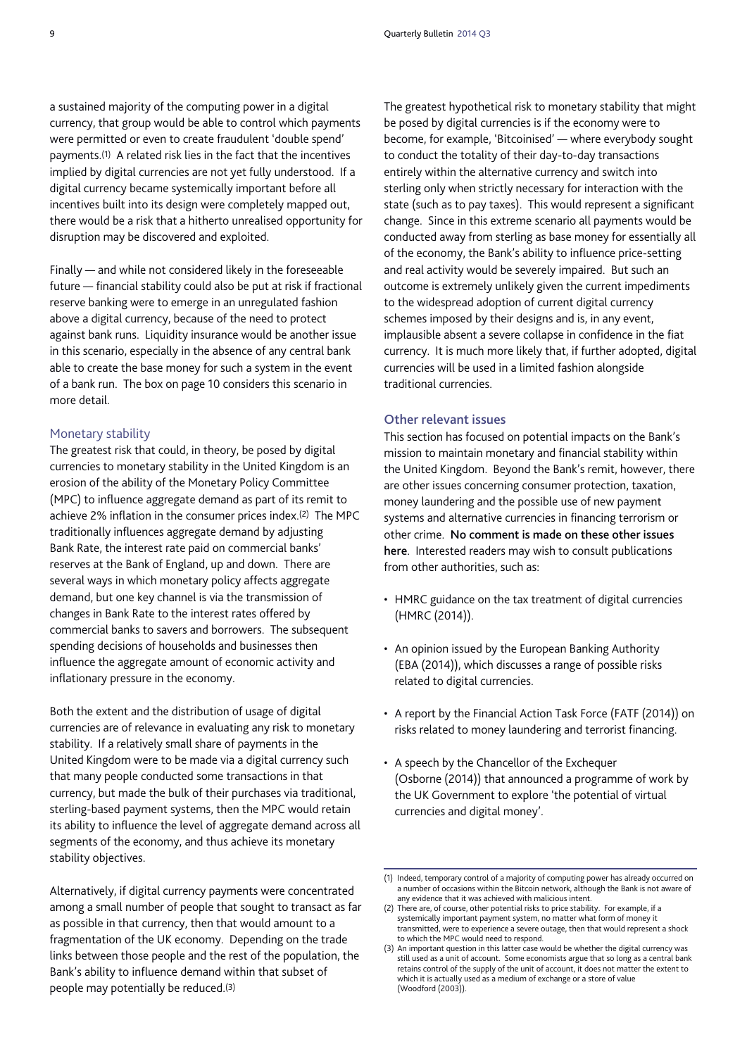a sustained majority of the computing power in a digital currency, that group would be able to control which payments were permitted or even to create fraudulent 'double spend' payments.[1] A related risk lies in the fact that the incentives implied by digital currencies are not yet fully understood. If a digital currency became systemically important before all incentives built into its design were completely mapped out, there would be a risk that a hitherto unrealised opportunity for disruption may be discovered and exploited.

Finally — and while not considered likely in the foreseeable future — financial stability could also be put at risk if fractional reserve banking were to emerge in an unregulated fashion above a digital currency, because of the need to protect against bank runs. Liquidity insurance would be another issue in this scenario, especially in the absence of any central bank able to create the base money for such a system in the event of a bank run. The box on page 10 considers this scenario in more detail.

### Monetary stability

The greatest risk that could, in theory, be posed by digital currencies to monetary stability in the United Kingdom is an erosion of the ability of the Monetary Policy Committee (MPC) to influence aggregate demand as part of its remit to achieve 2% inflation in the consumer prices index.[2] The MPC traditionally influences aggregate demand by adjusting Bank Rate, the interest rate paid on commercial banks' reserves at the Bank of England, up and down. There are several ways in which monetary policy affects aggregate demand, but one key channel is via the transmission of changes in Bank Rate to the interest rates offered by commercial banks to savers and borrowers. The subsequent spending decisions of households and businesses then influence the aggregate amount of economic activity and inflationary pressure in the economy.

Both the extent and the distribution of usage of digital currencies are of relevance in evaluating any risk to monetary stability. If a relatively small share of payments in the United Kingdom were to be made via a digital currency such that many people conducted some transactions in that currency, but made the bulk of their purchases via traditional, sterling-based payment systems, then the MPC would retain its ability to influence the level of aggregate demand across all segments of the economy, and thus achieve its monetary stability objectives.

Alternatively, if digital currency payments were concentrated among a small number of people that sought to transact as far as possible in that currency, then that would amount to a fragmentation of the UK economy. Depending on the trade links between those people and the rest of the population, the Bank's ability to influence demand within that subset of people may potentially be reduced.[3]

The greatest hypothetical risk to monetary stability that might be posed by digital currencies is if the economy were to become, for example, 'Bitcoinised' — where everybody sought to conduct the totality of their day-to-day transactions entirely within the alternative currency and switch into sterling only when strictly necessary for interaction with the state (such as to pay taxes). This would represent a significant change. Since in this extreme scenario all payments would be conducted away from sterling as base money for essentially all of the economy, the Bank's ability to influence price-setting and real activity would be severely impaired. But such an outcome is extremely unlikely given the current impediments to the widespread adoption of current digital currency schemes imposed by their designs and is, in any event, implausible absent a severe collapse in confidence in the fiat currency. It is much more likely that, if further adopted, digital currencies will be used in a limited fashion alongside traditional currencies.

## Other relevant issues

This section has focused on potential impacts on the Bank's mission to maintain monetary and financial stability within the United Kingdom. Beyond the Bank's remit, however, there are other issues concerning consumer protection, taxation, money laundering and the possible use of new payment systems and alternative currencies in financing terrorism or other crime. **No comment is made on these other issues here**. Interested readers may wish to consult publications from other authorities, such as:

- HMRC guidance on the tax treatment of digital currencies (HMRC (2014)).
- An opinion issued by the European Banking Authority (EBA (2014)), which discusses a range of possible risks related to digital currencies.
- A report by the Financial Action Task Force (FATF (2014)) on risks related to money laundering and terrorist financing.
- A speech by the Chancellor of the Exchequer (Osborne (2014)) that announced a programme of work by the UK Government to explore 'the potential of virtual currencies and digital money'.

---

(1) Indeed, temporary control of a majority of computing power has already occurred on a number of occasions within the Bitcoin network, although the Bank is not aware of any evidence that it was achieved with malicious intent.

(2) There are, of course, other potential risks to price stability. For example, if a systemically important payment system, no matter what form of money it transmitted, were to experience a severe outage, then that would represent a shock to which the MPC would need to respond.

(3) An important question in this latter case would be whether the digital currency was still used as a unit of account. Some economists argue that so long as a central bank retains control of the supply of the unit of account, it does not matter the extent to which it is actually used as a medium of exchange or a store of value (Woodford (2003)).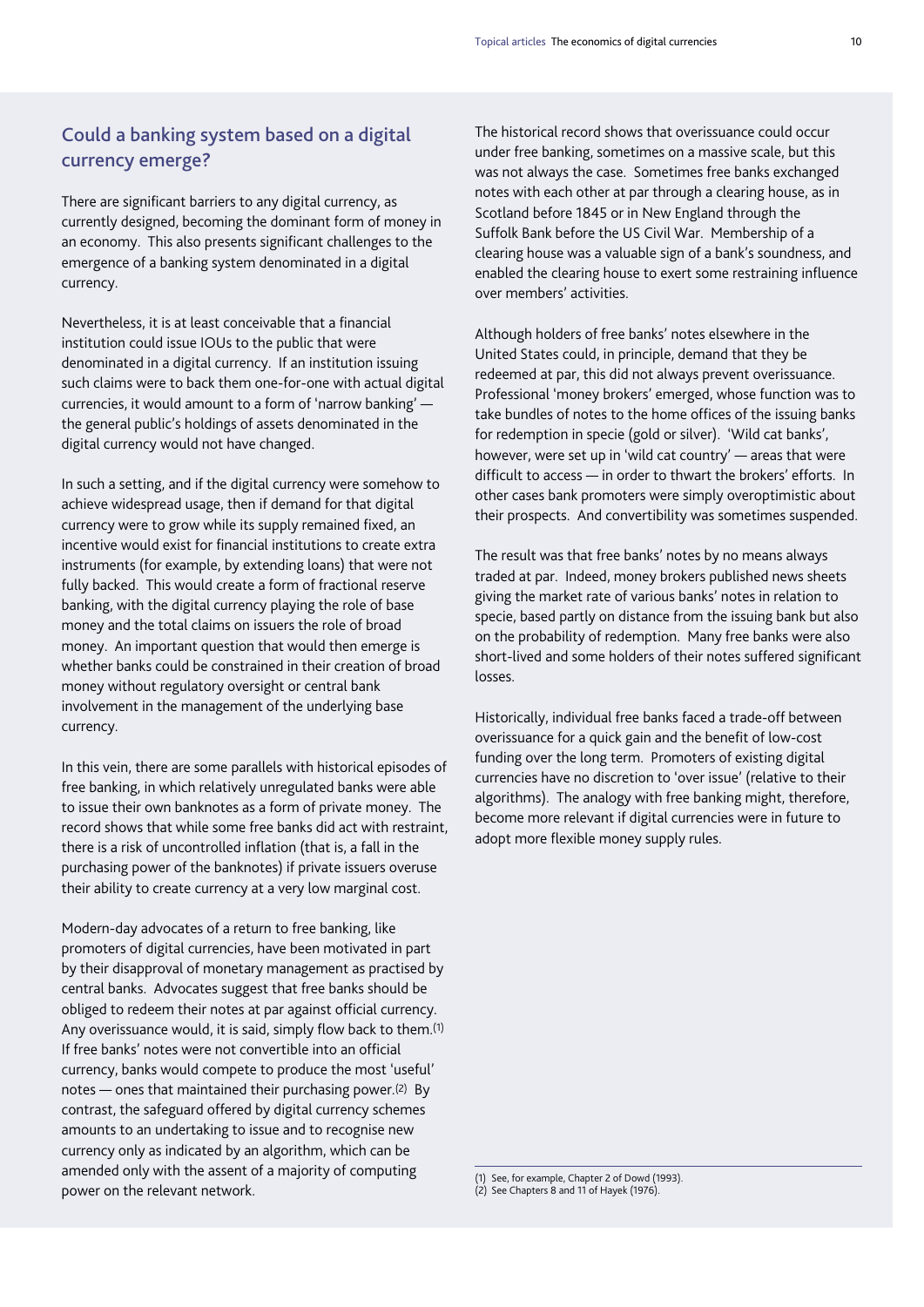## Could a banking system based on a digital currency emerge?

There are significant barriers to any digital currency, as currently designed, becoming the dominant form of money in an economy. This also presents significant challenges to the emergence of a banking system denominated in a digital currency.

Nevertheless, it is at least conceivable that a financial institution could issue IOUs to the public that were denominated in a digital currency. If an institution issuing such claims were to back them one-for-one with actual digital currencies, it would amount to a form of 'narrow banking' — the general public's holdings of assets denominated in the digital currency would not have changed.

In such a setting, and if the digital currency were somehow to achieve widespread usage, then if demand for that digital currency were to grow while its supply remained fixed, an incentive would exist for financial institutions to create extra instruments (for example, by extending loans) that were not fully backed. This would create a form of fractional reserve banking, with the digital currency playing the role of base money and the total claims on issuers the role of broad money. An important question that would then emerge is whether banks could be constrained in their creation of broad money without regulatory oversight or central bank involvement in the management of the underlying base currency.

In this vein, there are some parallels with historical episodes of free banking, in which relatively unregulated banks were able to issue their own banknotes as a form of private money. The record shows that while some free banks did act with restraint, there is a risk of uncontrolled inflation (that is, a fall in the purchasing power of the banknotes) if private issuers overuse their ability to create currency at a very low marginal cost.

Modern-day advocates of a return to free banking, like promoters of digital currencies, have been motivated in part by their disapproval of monetary management as practised by central banks. Advocates suggest that free banks should be obliged to redeem their notes at par against official currency. Any overissuance would, it is said, simply flow back to them.(1) If free banks' notes were not convertible into an official currency, banks would compete to produce the most 'useful' notes — ones that maintained their purchasing power.(2) By contrast, the safeguard offered by digital currency schemes amounts to an undertaking to issue and to recognise new currency only as indicated by an algorithm, which can be amended only with the assent of a majority of computing power on the relevant network.

The historical record shows that overissuance could occur under free banking, sometimes on a massive scale, but this was not always the case. Sometimes free banks exchanged notes with each other at par through a clearing house, as in Scotland before 1845 or in New England through the Suffolk Bank before the US Civil War. Membership of a clearing house was a valuable sign of a bank's soundness, and enabled the clearing house to exert some restraining influence over members' activities.

Although holders of free banks' notes elsewhere in the United States could, in principle, demand that they be redeemed at par, this did not always prevent overissuance. Professional 'money brokers' emerged, whose function was to take bundles of notes to the home offices of the issuing banks for redemption in specie (gold or silver). 'Wild cat banks', however, were set up in 'wild cat country' — areas that were difficult to access — in order to thwart the brokers' efforts. In other cases bank promoters were simply overoptimistic about their prospects. And convertibility was sometimes suspended.

The result was that free banks' notes by no means always traded at par. Indeed, money brokers published news sheets giving the market rate of various banks' notes in relation to specie, based partly on distance from the issuing bank but also on the probability of redemption. Many free banks were also short-lived and some holders of their notes suffered significant losses.

Historically, individual free banks faced a trade-off between overissuance for a quick gain and the benefit of low-cost funding over the long term. Promoters of existing digital currencies have no discretion to 'over issue' (relative to their algorithms). The analogy with free banking might, therefore, become more relevant if digital currencies were in future to adopt more flexible money supply rules.

(1) See, for example, Chapter 2 of Dowd (1993).
(2) See Chapters 8 and 11 of Hayek (1976).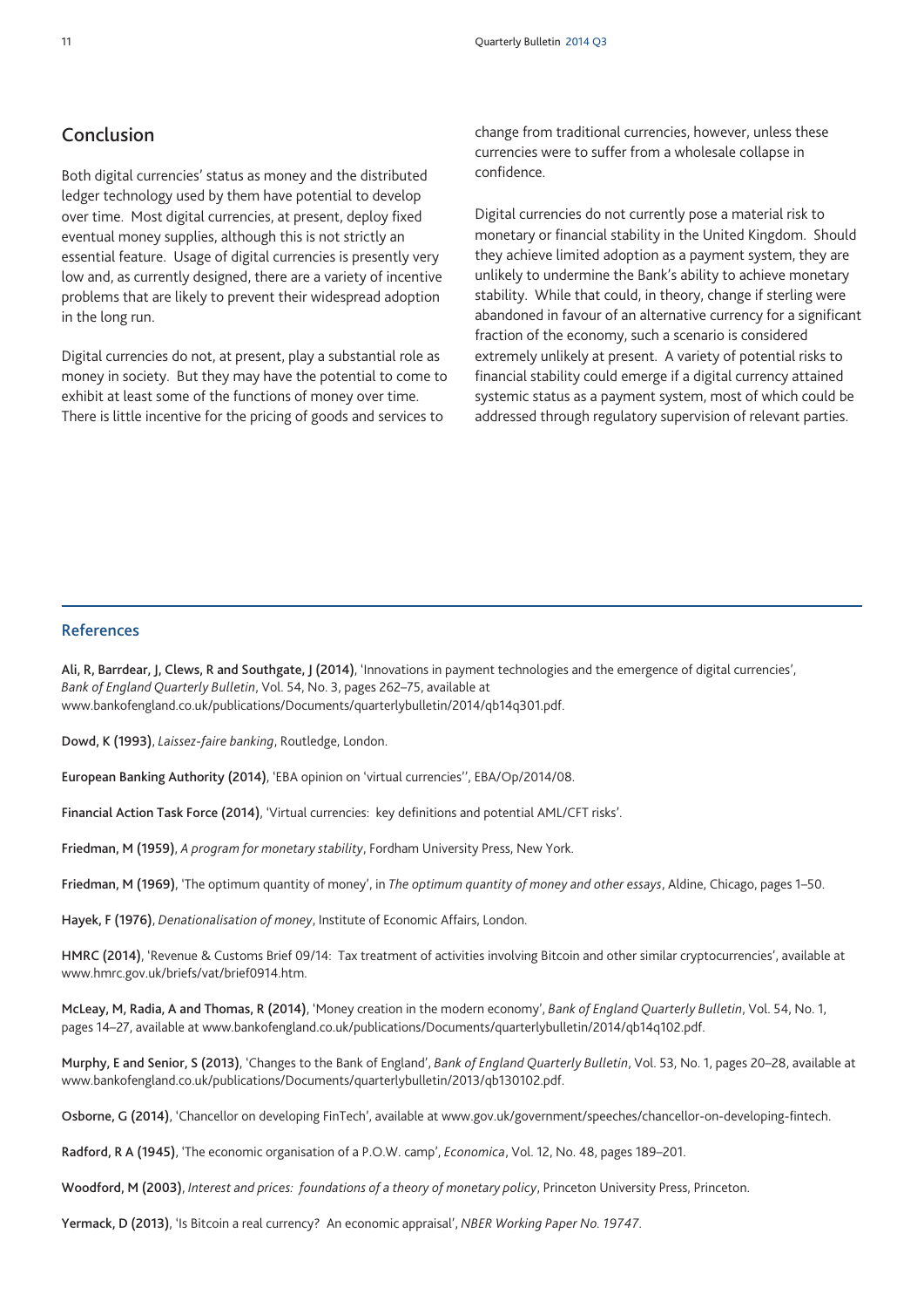## Conclusion

Both digital currencies' status as money and the distributed ledger technology used by them have potential to develop over time. Most digital currencies, at present, deploy fixed eventual money supplies, although this is not strictly an essential feature. Usage of digital currencies is presently very low and, as currently designed, there are a variety of incentive problems that are likely to prevent their widespread adoption in the long run.

Digital currencies do not, at present, play a substantial role as money in society. But they may have the potential to come to exhibit at least some of the functions of money over time. There is little incentive for the pricing of goods and services to change from traditional currencies, however, unless these currencies were to suffer from a wholesale collapse in confidence.

Digital currencies do not currently pose a material risk to monetary or financial stability in the United Kingdom. Should they achieve limited adoption as a payment system, they are unlikely to undermine the Bank's ability to achieve monetary stability. While that could, in theory, change if sterling were abandoned in favour of an alternative currency for a significant fraction of the economy, such a scenario is considered extremely unlikely at present. A variety of potential risks to financial stability could emerge if a digital currency attained systemic status as a payment system, most of which could be addressed through regulatory supervision of relevant parties.

## References

**Ali, R, Barrdear, J, Clews, R and Southgate, J (2014)**, 'Innovations in payment technologies and the emergence of digital currencies', *Bank of England Quarterly Bulletin*, Vol. 54, No. 3, pages 262–75, available at www.bankofengland.co.uk/publications/Documents/quarterlybulletin/2014/qb14q301.pdf.

**Dowd, K (1993)**, *Laissez-faire banking*, Routledge, London.

**European Banking Authority (2014)**, 'EBA opinion on 'virtual currencies'', EBA/Op/2014/08.

**Financial Action Task Force (2014)**, 'Virtual currencies: key definitions and potential AML/CFT risks'.

**Friedman, M (1959)**, *A program for monetary stability*, Fordham University Press, New York.

**Friedman, M (1969)**, 'The optimum quantity of money', in *The optimum quantity of money and other essays*, Aldine, Chicago, pages 1–50.

**Hayek, F (1976)**, *Denationalisation of money*, Institute of Economic Affairs, London.

**HMRC (2014)**, 'Revenue & Customs Brief 09/14: Tax treatment of activities involving Bitcoin and other similar cryptocurrencies', available at www.hmrc.gov.uk/briefs/vat/brief0914.htm.

**McLeay, M, Radia, A and Thomas, R (2014)**, 'Money creation in the modern economy', *Bank of England Quarterly Bulletin*, Vol. 54, No. 1, pages 14–27, available at www.bankofengland.co.uk/publications/Documents/quarterlybulletin/2014/qb14q102.pdf.

**Murphy, E and Senior, S (2013)**, 'Changes to the Bank of England', *Bank of England Quarterly Bulletin*, Vol. 53, No. 1, pages 20–28, available at www.bankofengland.co.uk/publications/Documents/quarterlybulletin/2013/qb130102.pdf.

**Osborne, G (2014)**, 'Chancellor on developing FinTech', available at www.gov.uk/government/speeches/chancellor-on-developing-fintech.

**Radford, R A (1945)**, 'The economic organisation of a P.O.W. camp', *Economica*, Vol. 12, No. 48, pages 189–201.

**Woodford, M (2003)**, *Interest and prices: foundations of a theory of monetary policy*, Princeton University Press, Princeton.

**Yermack, D (2013)**, 'Is Bitcoin a real currency? An economic appraisal', *NBER Working Paper No. 19747*.